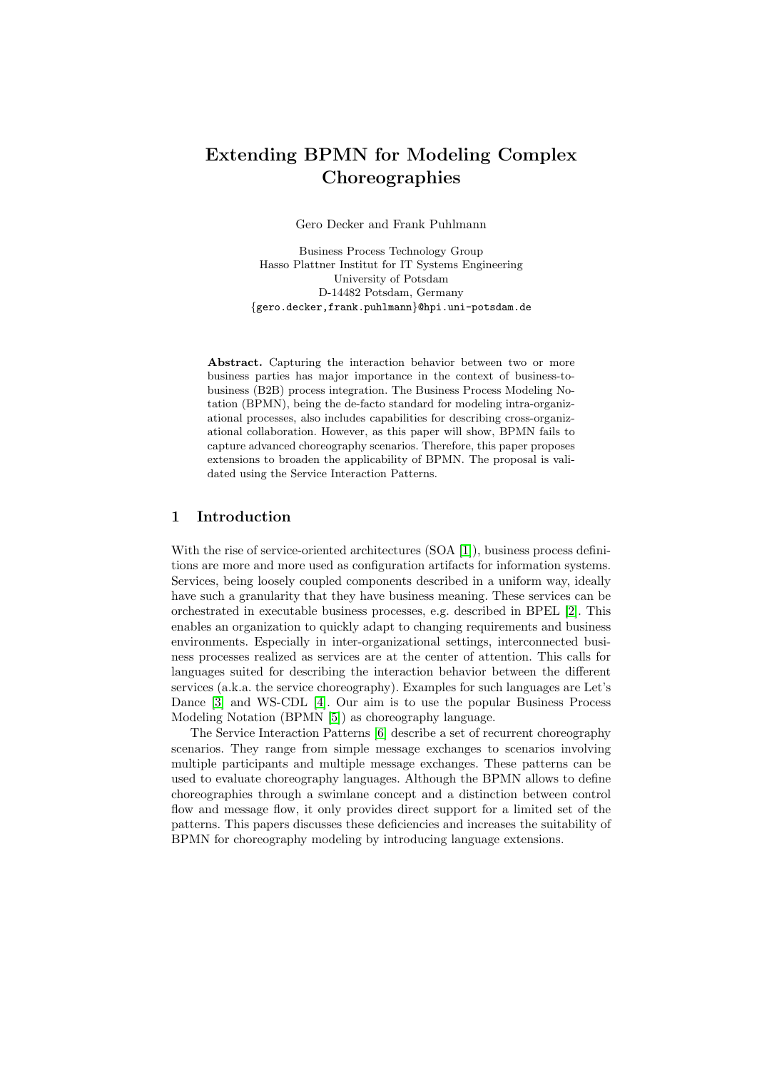# Extending BPMN for Modeling Complex Choreographies

Gero Decker and Frank Puhlmann

Business Process Technology Group
Hasso Plattner Institut for IT Systems Engineering
University of Potsdam
D-14482 Potsdam, Germany
{gero.decker,frank.puhlmann}@hpi.uni-potsdam.de

**Abstract.** Capturing the interaction behavior between two or more business parties has major importance in the context of business-to-business (B2B) process integration. The Business Process Modeling Notation (BPMN), being the de-facto standard for modeling intra-organizational processes, also includes capabilities for describing cross-organizational collaboration. However, as this paper will show, BPMN fails to capture advanced choreography scenarios. Therefore, this paper proposes extensions to broaden the applicability of BPMN. The proposal is validated using the Service Interaction Patterns.

## 1 Introduction

With the rise of service-oriented architectures (SOA [1]), business process definitions are more and more used as configuration artifacts for information systems. Services, being loosely coupled components described in a uniform way, ideally have such a granularity that they have business meaning. These services can be orchestrated in executable business processes, e.g. described in BPEL [2]. This enables an organization to quickly adapt to changing requirements and business environments. Especially in inter-organizational settings, interconnected business processes realized as services are at the center of attention. This calls for languages suited for describing the interaction behavior between the different services (a.k.a. the service choreography). Examples for such languages are Let's Dance [3] and WS-CDL [4]. Our aim is to use the popular Business Process Modeling Notation (BPMN [5]) as choreography language.

The Service Interaction Patterns [6] describe a set of recurrent choreography scenarios. They range from simple message exchanges to scenarios involving multiple participants and multiple message exchanges. These patterns can be used to evaluate choreography languages. Although the BPMN allows to define choreographies through a swimlane concept and a distinction between control flow and message flow, it only provides direct support for a limited set of the patterns. This papers discusses these deficiencies and increases the suitability of BPMN for choreography modeling by introducing language extensions.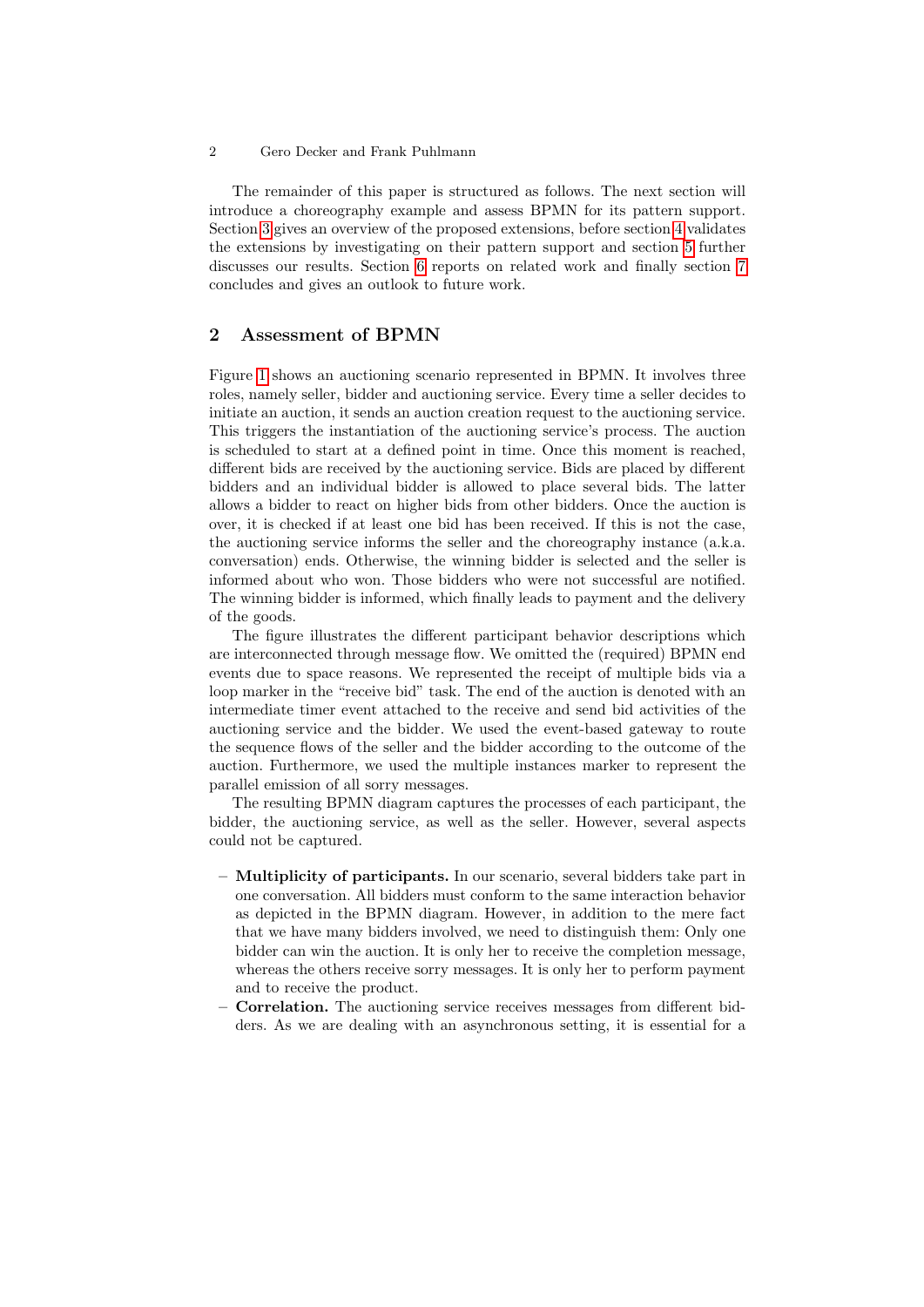The remainder of this paper is structured as follows. The next section will introduce a choreography example and assess BPMN for its pattern support. Section 3 gives an overview of the proposed extensions, before section 4 validates the extensions by investigating on their pattern support and section 5 further discusses our results. Section 6 reports on related work and finally section 7 concludes and gives an outlook to future work.

## 2 Assessment of BPMN

Figure 1 shows an auctioning scenario represented in BPMN. It involves three roles, namely seller, bidder and auctioning service. Every time a seller decides to initiate an auction, it sends an auction creation request to the auctioning service. This triggers the instantiation of the auctioning service's process. The auction is scheduled to start at a defined point in time. Once this moment is reached, different bids are received by the auctioning service. Bids are placed by different bidders and an individual bidder is allowed to place several bids. The latter allows a bidder to react on higher bids from other bidders. Once the auction is over, it is checked if at least one bid has been received. If this is not the case, the auctioning service informs the seller and the choreography instance (a.k.a. conversation) ends. Otherwise, the winning bidder is selected and the seller is informed about who won. Those bidders who were not successful are notified. The winning bidder is informed, which finally leads to payment and the delivery of the goods.

The figure illustrates the different participant behavior descriptions which are interconnected through message flow. We omitted the (required) BPMN end events due to space reasons. We represented the receipt of multiple bids via a loop marker in the "receive bid" task. The end of the auction is denoted with an intermediate timer event attached to the receive and send bid activities of the auctioning service and the bidder. We used the event-based gateway to route the sequence flows of the seller and the bidder according to the outcome of the auction. Furthermore, we used the multiple instances marker to represent the parallel emission of all sorry messages.

The resulting BPMN diagram captures the processes of each participant, the bidder, the auctioning service, as well as the seller. However, several aspects could not be captured.

- **Multiplicity of participants.** In our scenario, several bidders take part in one conversation. All bidders must conform to the same interaction behavior as depicted in the BPMN diagram. However, in addition to the mere fact that we have many bidders involved, we need to distinguish them: Only one bidder can win the auction. It is only her to receive the completion message, whereas the others receive sorry messages. It is only her to perform payment and to receive the product.
- **Correlation.** The auctioning service receives messages from different bidders. As we are dealing with an asynchronous setting, it is essential for a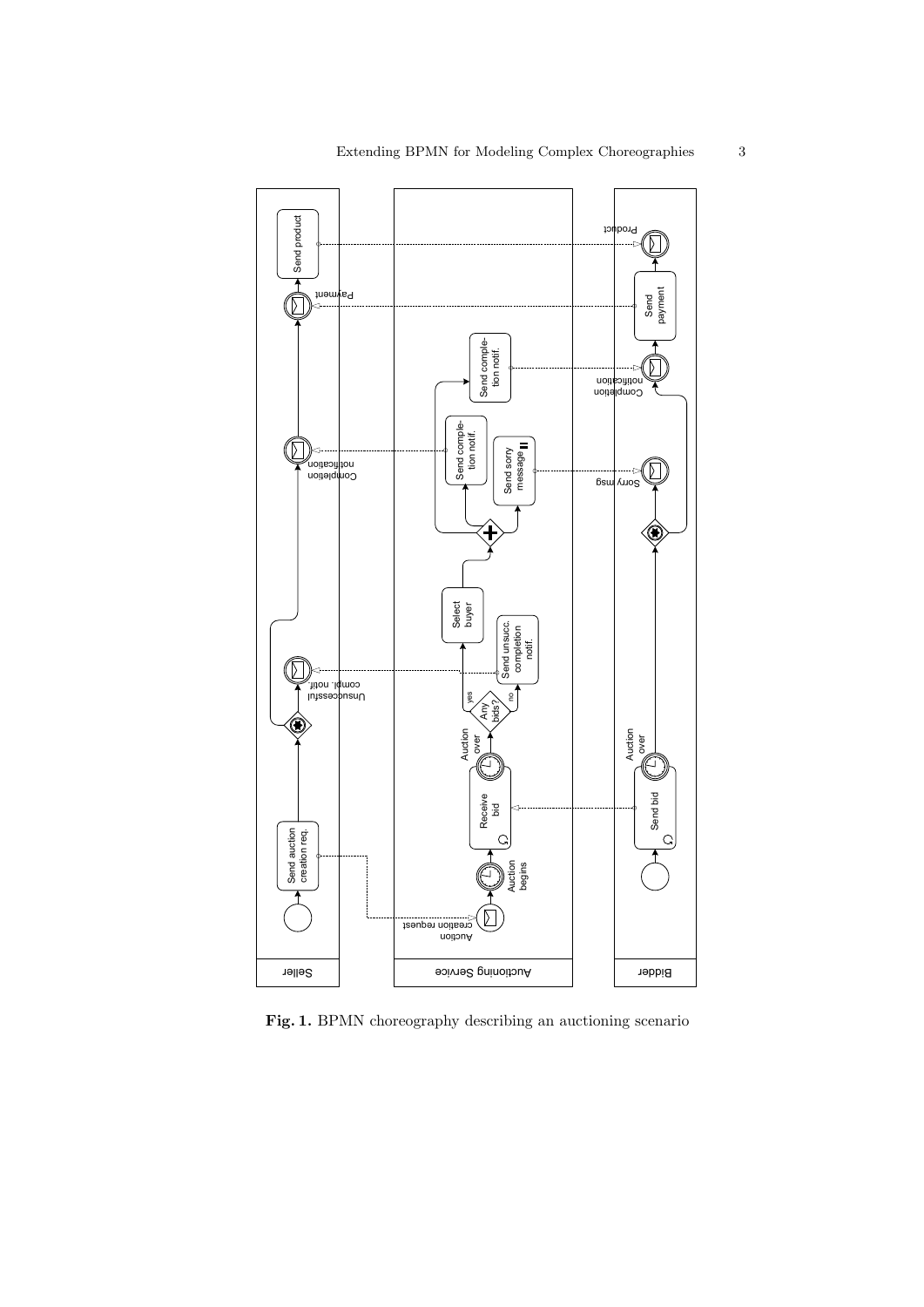Fig. 1. BPMN choreography describing an auctioning scenario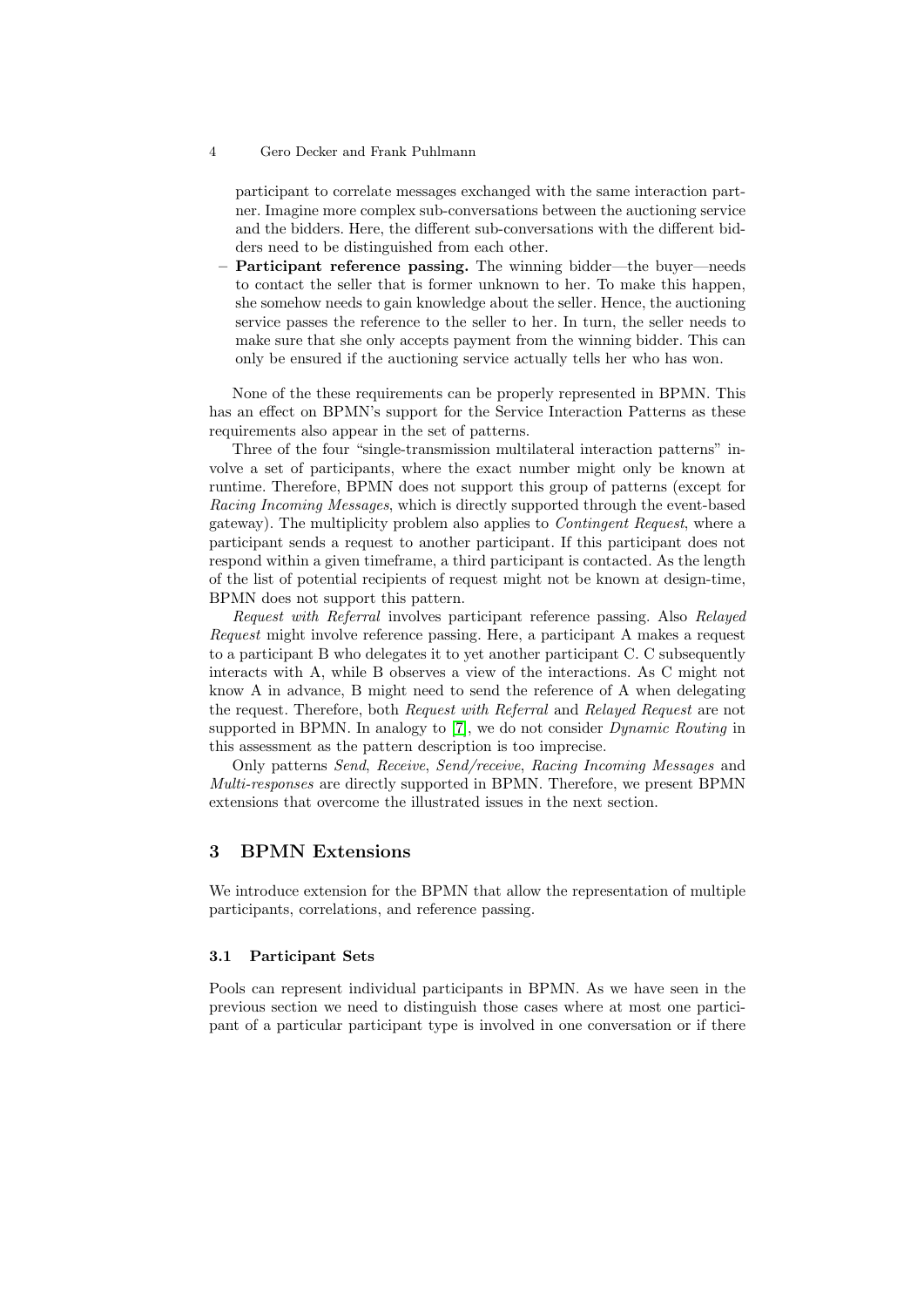participant to correlate messages exchanged with the same interaction partner. Imagine more complex sub-conversations between the auctioning service and the bidders. Here, the different sub-conversations with the different bidders need to be distinguished from each other.

- **Participant reference passing.** The winning bidder—the buyer—needs to contact the seller that is former unknown to her. To make this happen, she somehow needs to gain knowledge about the seller. Hence, the auctioning service passes the reference to the seller to her. In turn, the seller needs to make sure that she only accepts payment from the winning bidder. This can only be ensured if the auctioning service actually tells her who has won.

None of the these requirements can be properly represented in BPMN. This has an effect on BPMN's support for the Service Interaction Patterns as these requirements also appear in the set of patterns.

Three of the four "single-transmission multilateral interaction patterns" involve a set of participants, where the exact number might only be known at runtime. Therefore, BPMN does not support this group of patterns (except for *Racing Incoming Messages*, which is directly supported through the event-based gateway). The multiplicity problem also applies to *Contingent Request*, where a participant sends a request to another participant. If this participant does not respond within a given timeframe, a third participant is contacted. As the length of the list of potential recipients of request might not be known at design-time, BPMN does not support this pattern.

*Request with Referral* involves participant reference passing. Also *Relayed Request* might involve reference passing. Here, a participant A makes a request to a participant B who delegates it to yet another participant C. C subsequently interacts with A, while B observes a view of the interactions. As C might not know A in advance, B might need to send the reference of A when delegating the request. Therefore, both *Request with Referral* and *Relayed Request* are not supported in BPMN. In analogy to [7], we do not consider *Dynamic Routing* in this assessment as the pattern description is too imprecise.

Only patterns *Send*, *Receive*, *Send/receive*, *Racing Incoming Messages* and *Multi-responses* are directly supported in BPMN. Therefore, we present BPMN extensions that overcome the illustrated issues in the next section.

## 3 BPMN Extensions

We introduce extension for the BPMN that allow the representation of multiple participants, correlations, and reference passing.

### 3.1 Participant Sets

Pools can represent individual participants in BPMN. As we have seen in the previous section we need to distinguish those cases where at most one participant of a particular participant type is involved in one conversation or if there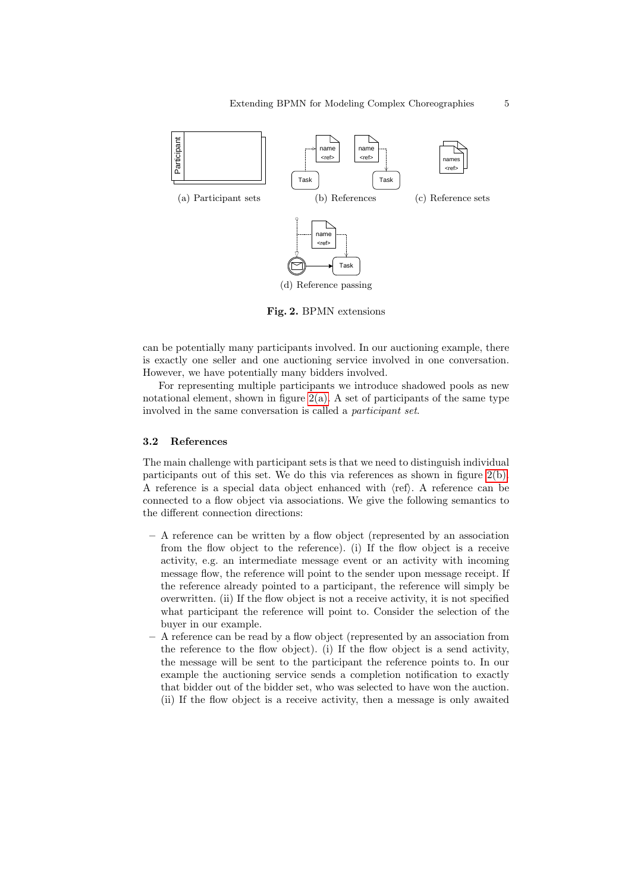(a) Participant sets

(b) References

(c) Reference sets

(d) Reference passing

**Fig. 2.** BPMN extensions

can be potentially many participants involved. In our auctioning example, there is exactly one seller and one auctioning service involved in one conversation. However, we have potentially many bidders involved.

For representing multiple participants we introduce shadowed pools as new notational element, shown in figure 2(a). A set of participants of the same type involved in the same conversation is called a *participant set*.

### 3.2 References

The main challenge with participant sets is that we need to distinguish individual participants out of this set. We do this via references as shown in figure 2(b). A reference is a special data object enhanced with ⟨ref⟩. A reference can be connected to a flow object via associations. We give the following semantics to the different connection directions:

- A reference can be written by a flow object (represented by an association from the flow object to the reference). (i) If the flow object is a receive activity, e.g. an intermediate message event or an activity with incoming message flow, the reference will point to the sender upon message receipt. If the reference already pointed to a participant, the reference will simply be overwritten. (ii) If the flow object is not a receive activity, it is not specified what participant the reference will point to. Consider the selection of the buyer in our example.
- A reference can be read by a flow object (represented by an association from the reference to the flow object). (i) If the flow object is a send activity, the message will be sent to the participant the reference points to. In our example the auctioning service sends a completion notification to exactly that bidder out of the bidder set, who was selected to have won the auction. (ii) If the flow object is a receive activity, then a message is only awaited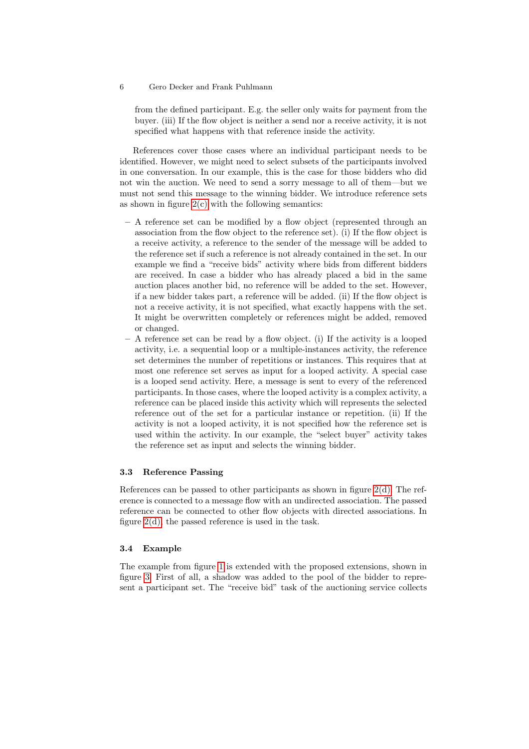from the defined participant. E.g. the seller only waits for payment from the buyer. (iii) If the flow object is neither a send nor a receive activity, it is not specified what happens with that reference inside the activity.

References cover those cases where an individual participant needs to be identified. However, we might need to select subsets of the participants involved in one conversation. In our example, this is the case for those bidders who did not win the auction. We need to send a sorry message to all of them—but we must not send this message to the winning bidder. We introduce reference sets as shown in figure 2(c) with the following semantics:

- A reference set can be modified by a flow object (represented through an association from the flow object to the reference set). (i) If the flow object is a receive activity, a reference to the sender of the message will be added to the reference set if such a reference is not already contained in the set. In our example we find a "receive bids" activity where bids from different bidders are received. In case a bidder who has already placed a bid in the same auction places another bid, no reference will be added to the set. However, if a new bidder takes part, a reference will be added. (ii) If the flow object is not a receive activity, it is not specified, what exactly happens with the set. It might be overwritten completely or references might be added, removed or changed.
- A reference set can be read by a flow object. (i) If the activity is a looped activity, i.e. a sequential loop or a multiple-instances activity, the reference set determines the number of repetitions or instances. This requires that at most one reference set serves as input for a looped activity. A special case is a looped send activity. Here, a message is sent to every of the referenced participants. In those cases, where the looped activity is a complex activity, a reference can be placed inside this activity which will represents the selected reference out of the set for a particular instance or repetition. (ii) If the activity is not a looped activity, it is not specified how the reference set is used within the activity. In our example, the "select buyer" activity takes the reference set as input and selects the winning bidder.

### 3.3 Reference Passing

References can be passed to other participants as shown in figure 2(d). The reference is connected to a message flow with an undirected association. The passed reference can be connected to other flow objects with directed associations. In figure 2(d), the passed reference is used in the task.

### 3.4 Example

The example from figure 1 is extended with the proposed extensions, shown in figure 3. First of all, a shadow was added to the pool of the bidder to represent a participant set. The "receive bid" task of the auctioning service collects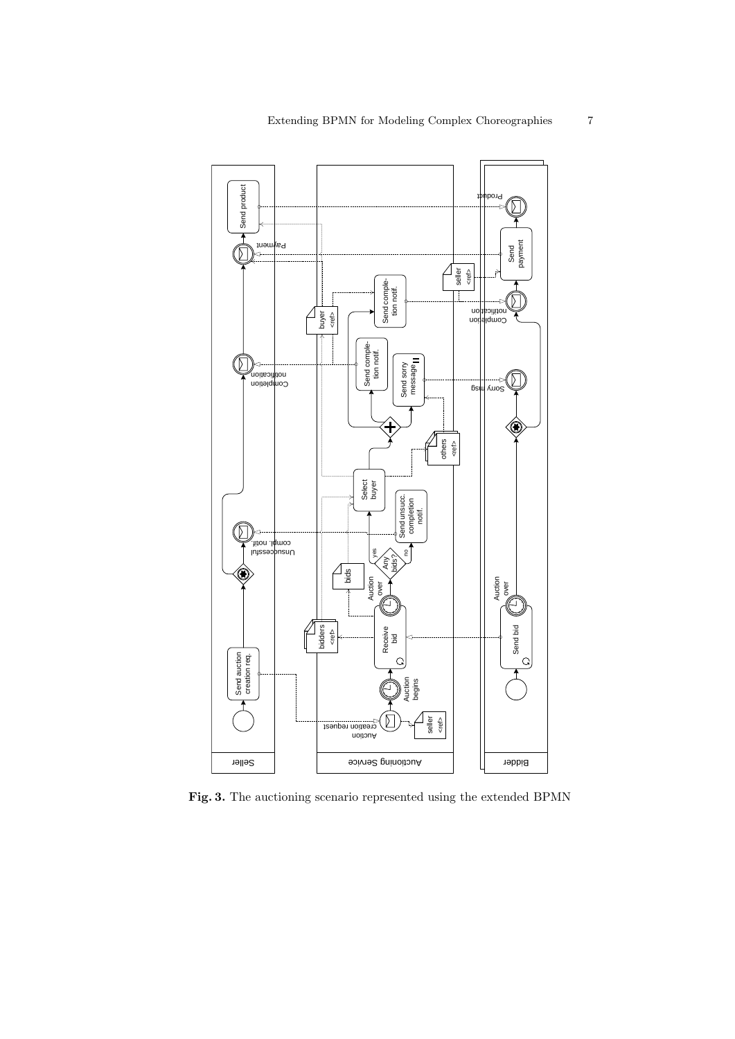Fig. 3. The auctioning scenario represented using the extended BPMN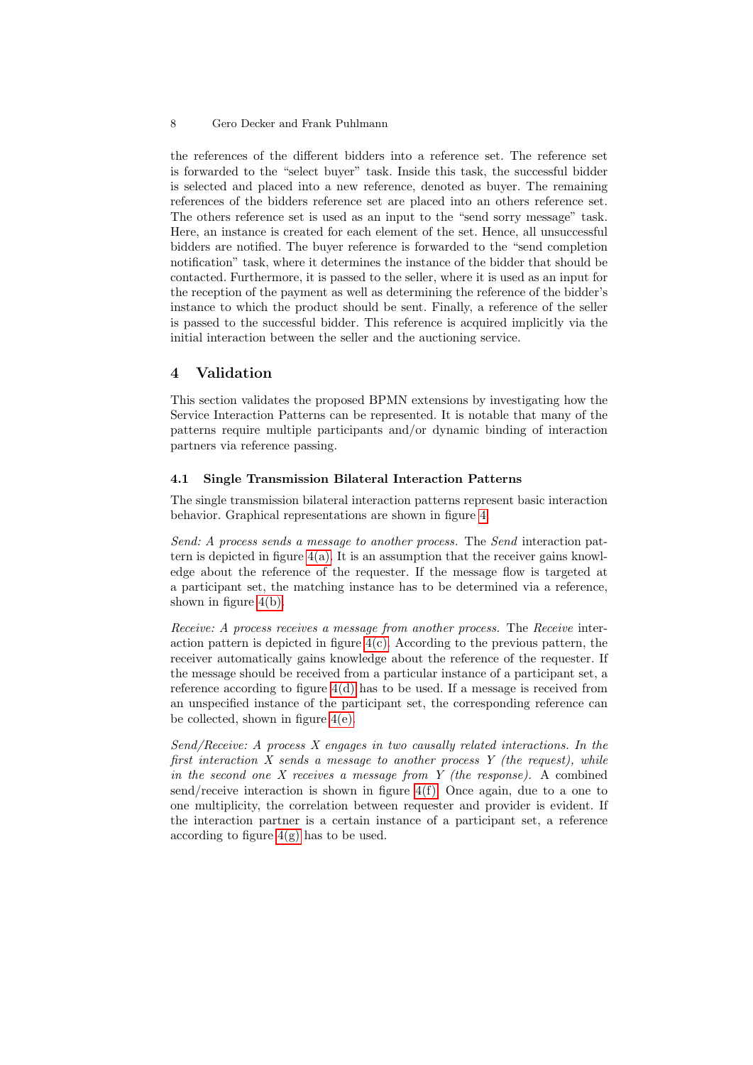the references of the different bidders into a reference set. The reference set is forwarded to the "select buyer" task. Inside this task, the successful bidder is selected and placed into a new reference, denoted as buyer. The remaining references of the bidders reference set are placed into an others reference set. The others reference set is used as an input to the "send sorry message" task. Here, an instance is created for each element of the set. Hence, all unsuccessful bidders are notified. The buyer reference is forwarded to the "send completion notification" task, where it determines the instance of the bidder that should be contacted. Furthermore, it is passed to the seller, where it is used as an input for the reception of the payment as well as determining the reference of the bidder's instance to which the product should be sent. Finally, a reference of the seller is passed to the successful bidder. This reference is acquired implicitly via the initial interaction between the seller and the auctioning service.

## 4 Validation

This section validates the proposed BPMN extensions by investigating how the Service Interaction Patterns can be represented. It is notable that many of the patterns require multiple participants and/or dynamic binding of interaction partners via reference passing.

### 4.1 Single Transmission Bilateral Interaction Patterns

The single transmission bilateral interaction patterns represent basic interaction behavior. Graphical representations are shown in figure 4.

*Send: A process sends a message to another process.* The *Send* interaction pattern is depicted in figure 4(a). It is an assumption that the receiver gains knowledge about the reference of the requester. If the message flow is targeted at a participant set, the matching instance has to be determined via a reference, shown in figure 4(b).

*Receive: A process receives a message from another process.* The *Receive* interaction pattern is depicted in figure 4(c). According to the previous pattern, the receiver automatically gains knowledge about the reference of the requester. If the message should be received from a particular instance of a participant set, a reference according to figure 4(d) has to be used. If a message is received from an unspecified instance of the participant set, the corresponding reference can be collected, shown in figure 4(e).

*Send/Receive: A process X engages in two causally related interactions. In the first interaction X sends a message to another process Y (the request), while in the second one X receives a message from Y (the response).* A combined send/receive interaction is shown in figure 4(f). Once again, due to a one to one multiplicity, the correlation between requester and provider is evident. If the interaction partner is a certain instance of a participant set, a reference according to figure 4(g) has to be used.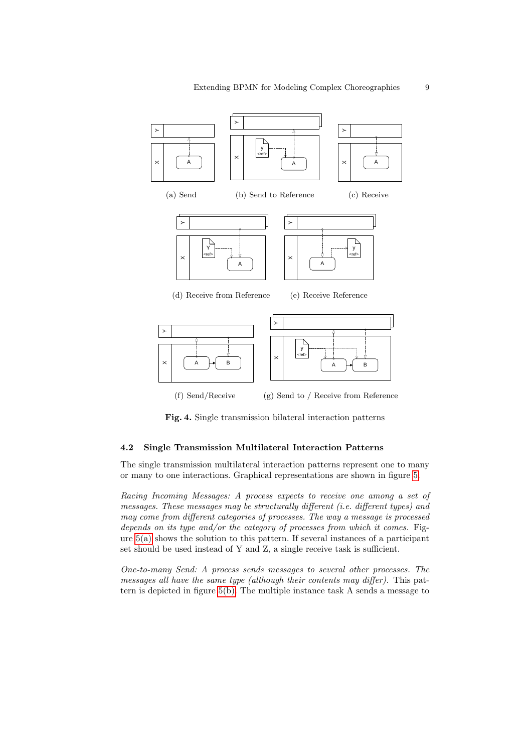(a) Send

(b) Send to Reference

(c) Receive

(d) Receive from Reference

(e) Receive Reference

(f) Send/Receive

(g) Send to / Receive from Reference

**Fig. 4.** Single transmission bilateral interaction patterns

### 4.2 Single Transmission Multilateral Interaction Patterns

The single transmission multilateral interaction patterns represent one to many or many to one interactions. Graphical representations are shown in figure 5.

*Racing Incoming Messages: A process expects to receive one among a set of messages. These messages may be structurally different (i.e. different types) and may come from different categories of processes. The way a message is processed depends on its type and/or the category of processes from which it comes.* Figure 5(a) shows the solution to this pattern. If several instances of a participant set should be used instead of Y and Z, a single receive task is sufficient.

*One-to-many Send: A process sends messages to several other processes. The messages all have the same type (although their contents may differ).* This pattern is depicted in figure 5(b). The multiple instance task A sends a message to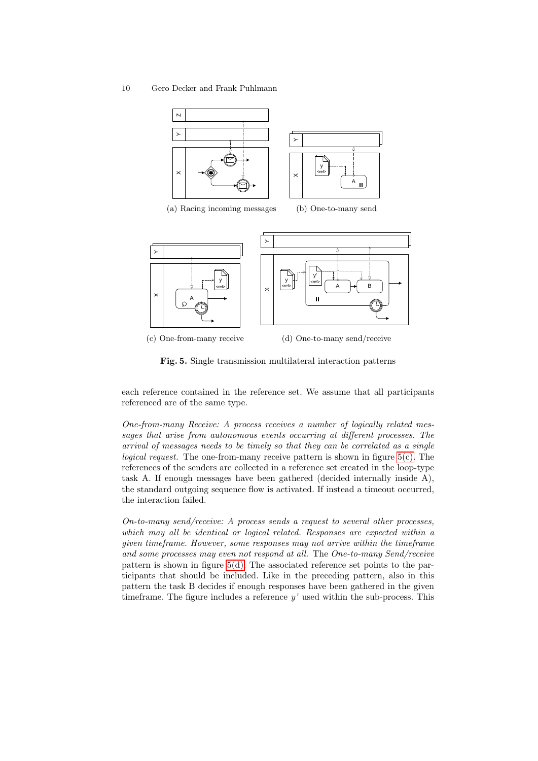(a) Racing incoming messages

(b) One-to-many send

(c) One-from-many receive

(d) One-to-many send/receive

**Fig. 5.** Single transmission multilateral interaction patterns

each reference contained in the reference set. We assume that all participants referenced are of the same type.

*One-from-many Receive: A process receives a number of logically related messages that arise from autonomous events occurring at different processes. The arrival of messages needs to be timely so that they can be correlated as a single logical request.* The one-from-many receive pattern is shown in figure 5(c). The references of the senders are collected in a reference set created in the loop-type task A. If enough messages have been gathered (decided internally inside A), the standard outgoing sequence flow is activated. If instead a timeout occurred, the interaction failed.

*On-to-many send/receive: A process sends a request to several other processes, which may all be identical or logical related. Responses are expected within a given timeframe. However, some responses may not arrive within the timeframe and some processes may even not respond at all.* The *One-to-many Send/receive* pattern is shown in figure 5(d). The associated reference set points to the participants that should be included. Like in the preceding pattern, also in this pattern the task B decides if enough responses have been gathered in the given timeframe. The figure includes a reference *y'* used within the sub-process. This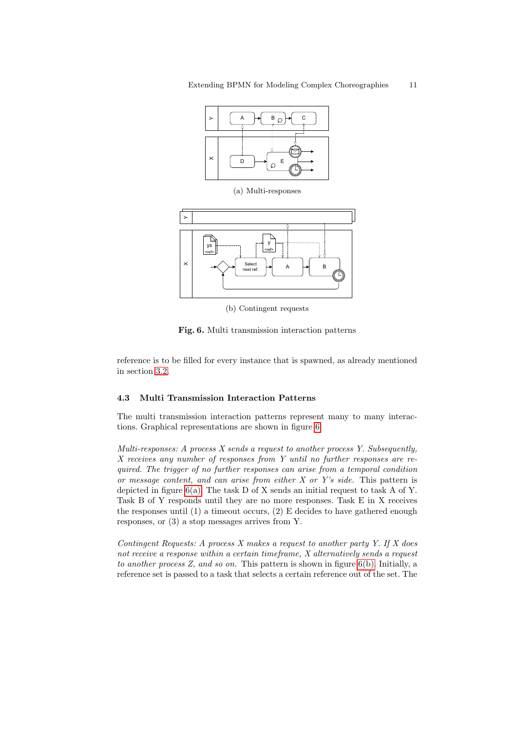(a) Multi-responses

(b) Contingent requests

**Fig. 6.** Multi transmission interaction patterns

reference is to be filled for every instance that is spawned, as already mentioned in section 3.2.

### 4.3 Multi Transmission Interaction Patterns

The multi transmission interaction patterns represent many to many interactions. Graphical representations are shown in figure 6.

*Multi-responses: A process X sends a request to another process Y. Subsequently, X receives any number of responses from Y until no further responses are required. The trigger of no further responses can arise from a temporal condition or message content, and can arise from either X or Y's side.* This pattern is depicted in figure 6(a). The task D of X sends an initial request to task A of Y. Task B of Y responds until they are no more responses. Task E in X receives the responses until (1) a timeout occurs, (2) E decides to have gathered enough responses, or (3) a stop messages arrives from Y.

*Contingent Requests: A process X makes a request to another party Y. If X does not receive a response within a certain timeframe, X alternatively sends a request to another process Z, and so on.* This pattern is shown in figure 6(b). Initially, a reference set is passed to a task that selects a certain reference out of the set. The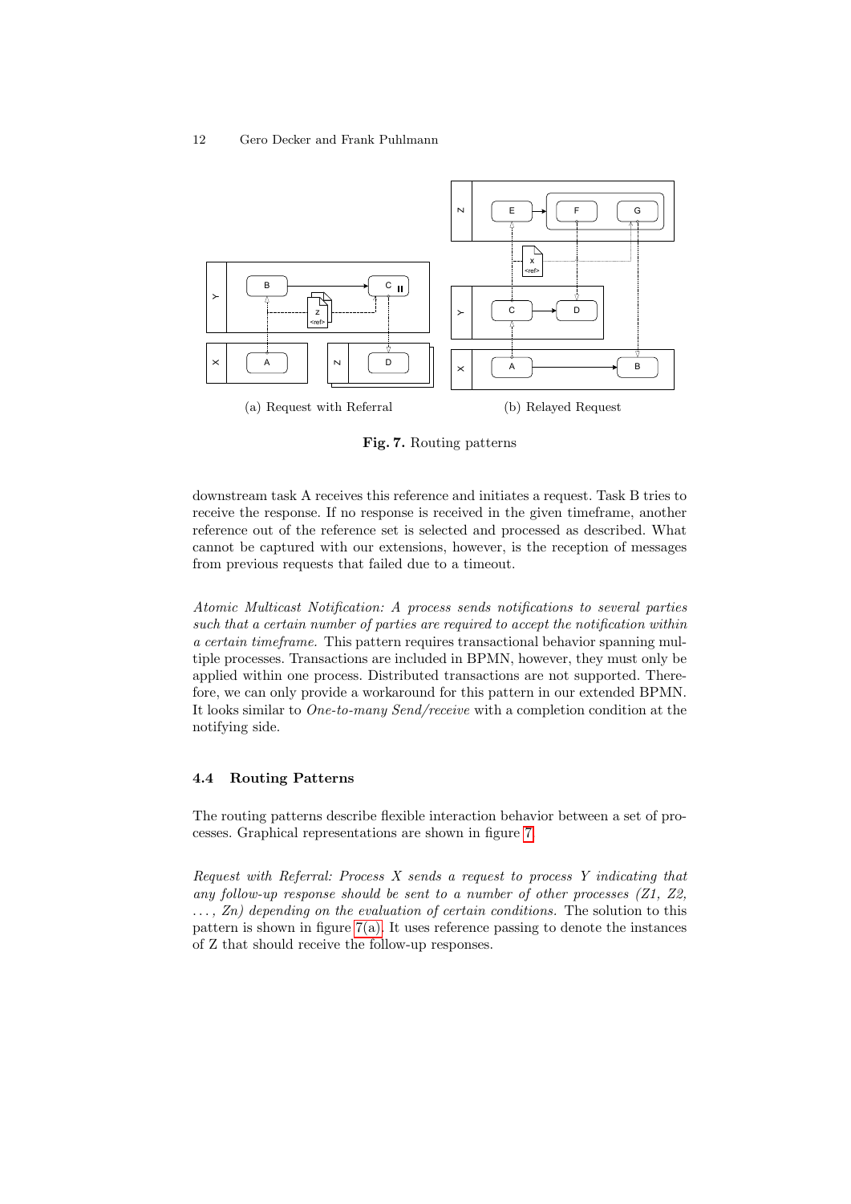(a) Request with Referral

(b) Relayed Request

**Fig. 7.** Routing patterns

downstream task A receives this reference and initiates a request. Task B tries to receive the response. If no response is received in the given timeframe, another reference out of the reference set is selected and processed as described. What cannot be captured with our extensions, however, is the reception of messages from previous requests that failed due to a timeout.

*Atomic Multicast Notification: A process sends notifications to several parties such that a certain number of parties are required to accept the notification within a certain timeframe.* This pattern requires transactional behavior spanning multiple processes. Transactions are included in BPMN, however, they must only be applied within one process. Distributed transactions are not supported. Therefore, we can only provide a workaround for this pattern in our extended BPMN. It looks similar to *One-to-many Send/receive* with a completion condition at the notifying side.

### 4.4 Routing Patterns

The routing patterns describe flexible interaction behavior between a set of processes. Graphical representations are shown in figure 7.

*Request with Referral: Process X sends a request to process Y indicating that any follow-up response should be sent to a number of other processes (Z1, Z2, ..., Zn) depending on the evaluation of certain conditions.* The solution to this pattern is shown in figure 7(a). It uses reference passing to denote the instances of Z that should receive the follow-up responses.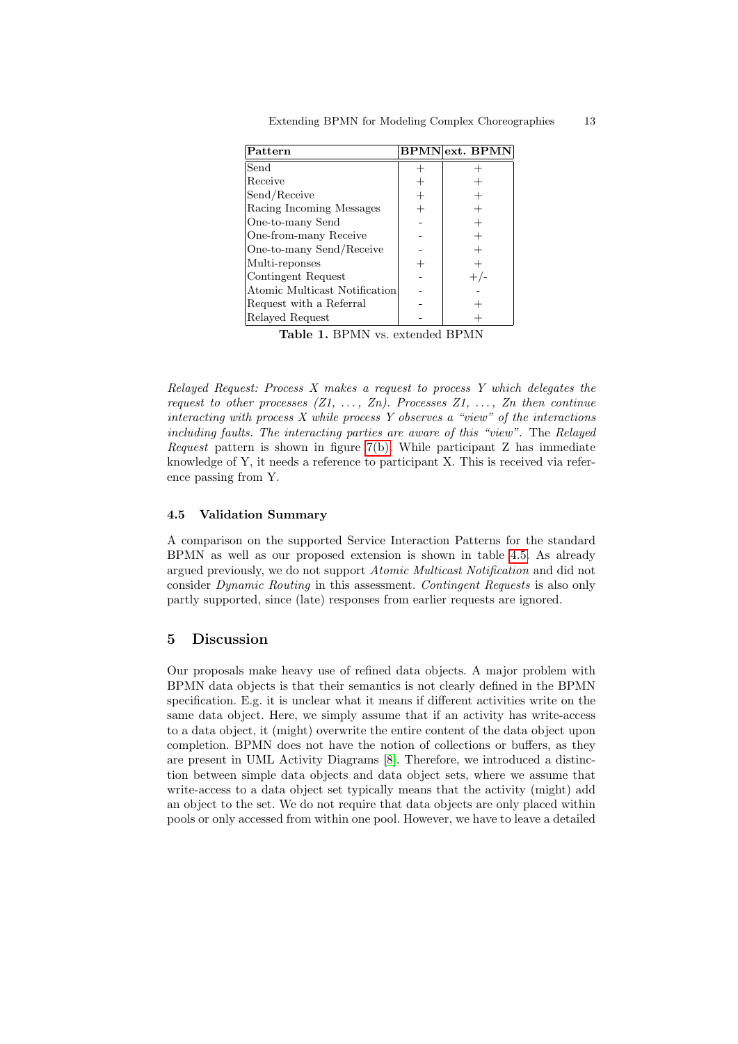| Pattern | BPMN | ext. BPMN |
|---|---|---|
| Send | + | + |
| Receive | + | + |
| Send/Receive | + | + |
| Racing Incoming Messages | + | + |
| One-to-many Send | - | + |
| One-from-many Receive | - | + |
| One-to-many Send/Receive | - | + |
| Multi-reponses | + | + |
| Contingent Request | - | +/- |
| Atomic Multicast Notification | - | - |
| Request with a Referral | - | + |
| Relayed Request | - | + |

**Table 1.** BPMN vs. extended BPMN

*Relayed Request: Process X makes a request to process Y which delegates the request to other processes (Z1, ..., Zn). Processes Z1, ..., Zn then continue interacting with process X while process Y observes a "view" of the interactions including faults. The interacting parties are aware of this "view".* The *Relayed Request* pattern is shown in figure 7(b). While participant Z has immediate knowledge of Y, it needs a reference to participant X. This is received via reference passing from Y.

### 4.5 Validation Summary

A comparison on the supported Service Interaction Patterns for the standard BPMN as well as our proposed extension is shown in table 4.5. As already argued previously, we do not support *Atomic Multicast Notification* and did not consider *Dynamic Routing* in this assessment. *Contingent Requests* is also only partly supported, since (late) responses from earlier requests are ignored.

## 5 Discussion

Our proposals make heavy use of refined data objects. A major problem with BPMN data objects is that their semantics is not clearly defined in the BPMN specification. E.g. it is unclear what it means if different activities write on the same data object. Here, we simply assume that if an activity has write-access to a data object, it (might) overwrite the entire content of the data object upon completion. BPMN does not have the notion of collections or buffers, as they are present in UML Activity Diagrams [8]. Therefore, we introduced a distinction between simple data objects and data object sets, where we assume that write-access to a data object set typically means that the activity (might) add an object to the set. We do not require that data objects are only placed within pools or only accessed from within one pool. However, we have to leave a detailed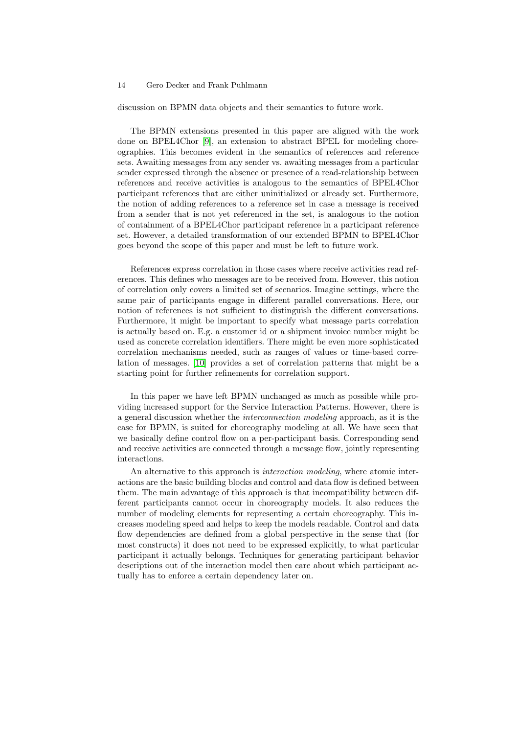discussion on BPMN data objects and their semantics to future work.

The BPMN extensions presented in this paper are aligned with the work done on BPEL4Chor [9], an extension to abstract BPEL for modeling choreographies. This becomes evident in the semantics of references and reference sets. Awaiting messages from any sender vs. awaiting messages from a particular sender expressed through the absence or presence of a read-relationship between references and receive activities is analogous to the semantics of BPEL4Chor participant references that are either uninitialized or already set. Furthermore, the notion of adding references to a reference set in case a message is received from a sender that is not yet referenced in the set, is analogous to the notion of containment of a BPEL4Chor participant reference in a participant reference set. However, a detailed transformation of our extended BPMN to BPEL4Chor goes beyond the scope of this paper and must be left to future work.

References express correlation in those cases where receive activities read references. This defines who messages are to be received from. However, this notion of correlation only covers a limited set of scenarios. Imagine settings, where the same pair of participants engage in different parallel conversations. Here, our notion of references is not sufficient to distinguish the different conversations. Furthermore, it might be important to specify what message parts correlation is actually based on. E.g. a customer id or a shipment invoice number might be used as concrete correlation identifiers. There might be even more sophisticated correlation mechanisms needed, such as ranges of values or time-based correlation of messages. [10] provides a set of correlation patterns that might be a starting point for further refinements for correlation support.

In this paper we have left BPMN unchanged as much as possible while providing increased support for the Service Interaction Patterns. However, there is a general discussion whether the *interconnection modeling* approach, as it is the case for BPMN, is suited for choreography modeling at all. We have seen that we basically define control flow on a per-participant basis. Corresponding send and receive activities are connected through a message flow, jointly representing interactions.

An alternative to this approach is *interaction modeling*, where atomic interactions are the basic building blocks and control and data flow is defined between them. The main advantage of this approach is that incompatibility between different participants cannot occur in choreography models. It also reduces the number of modeling elements for representing a certain choreography. This increases modeling speed and helps to keep the models readable. Control and data flow dependencies are defined from a global perspective in the sense that (for most constructs) it does not need to be expressed explicitly, to what particular participant it actually belongs. Techniques for generating participant behavior descriptions out of the interaction model then care about which participant actually has to enforce a certain dependency later on.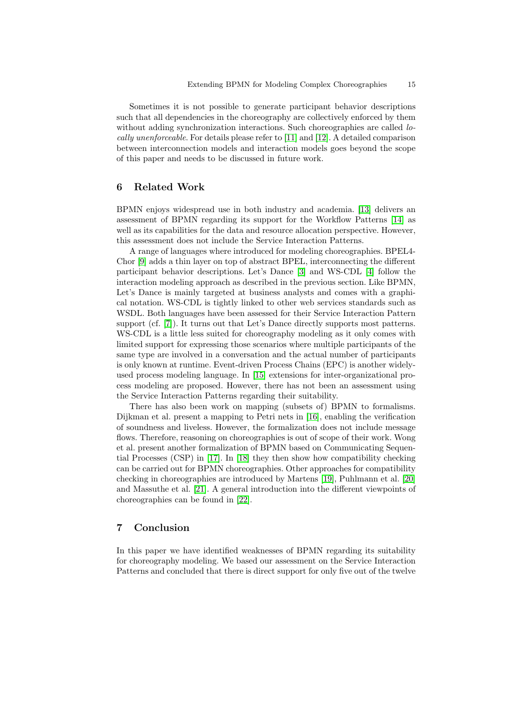Sometimes it is not possible to generate participant behavior descriptions such that all dependencies in the choreography are collectively enforced by them without adding synchronization interactions. Such choreographies are called *locally unenforceable*. For details please refer to [11] and [12]. A detailed comparison between interconnection models and interaction models goes beyond the scope of this paper and needs to be discussed in future work.

## 6 Related Work

BPMN enjoys widespread use in both industry and academia. [13] delivers an assessment of BPMN regarding its support for the Workflow Patterns [14] as well as its capabilities for the data and resource allocation perspective. However, this assessment does not include the Service Interaction Patterns.

A range of languages where introduced for modeling choreographies. BPEL4-Chor [9] adds a thin layer on top of abstract BPEL, interconnecting the different participant behavior descriptions. Let's Dance [3] and WS-CDL [4] follow the interaction modeling approach as described in the previous section. Like BPMN, Let's Dance is mainly targeted at business analysts and comes with a graphical notation. WS-CDL is tightly linked to other web services standards such as WSDL. Both languages have been assessed for their Service Interaction Pattern support (cf. [7]). It turns out that Let's Dance directly supports most patterns. WS-CDL is a little less suited for choreography modeling as it only comes with limited support for expressing those scenarios where multiple participants of the same type are involved in a conversation and the actual number of participants is only known at runtime. Event-driven Process Chains (EPC) is another widely-used process modeling language. In [15] extensions for inter-organizational process modeling are proposed. However, there has not been an assessment using the Service Interaction Patterns regarding their suitability.

There has also been work on mapping (subsets of) BPMN to formalisms. Dijkman et al. present a mapping to Petri nets in [16], enabling the verification of soundness and liveless. However, the formalization does not include message flows. Therefore, reasoning on choreographies is out of scope of their work. Wong et al. present another formalization of BPMN based on Communicating Sequential Processes (CSP) in [17]. In [18] they then show how compatibility checking can be carried out for BPMN choreographies. Other approaches for compatibility checking in choreographies are introduced by Martens [19], Puhlmann et al. [20] and Massuthe et al. [21]. A general introduction into the different viewpoints of choreographies can be found in [22].

## 7 Conclusion

In this paper we have identified weaknesses of BPMN regarding its suitability for choreography modeling. We based our assessment on the Service Interaction Patterns and concluded that there is direct support for only five out of the twelve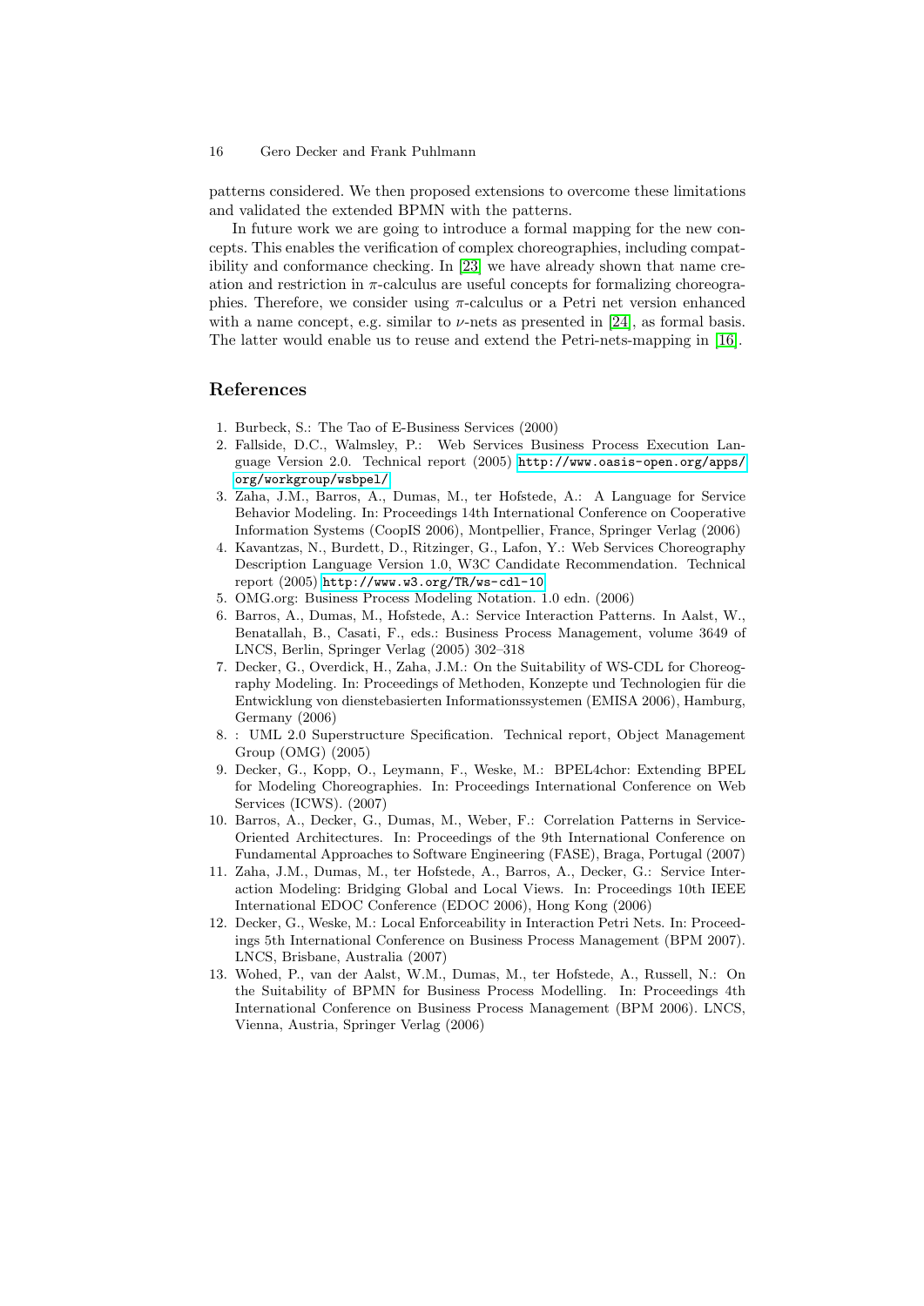patterns considered. We then proposed extensions to overcome these limitations and validated the extended BPMN with the patterns.

In future work we are going to introduce a formal mapping for the new concepts. This enables the verification of complex choreographies, including compatibility and conformance checking. In [23] we have already shown that name creation and restriction in $\pi$-calculus are useful concepts for formalizing choreographies. Therefore, we consider using $\pi$-calculus or a Petri net version enhanced with a name concept, e.g. similar to $\nu$-nets as presented in [24], as formal basis. The latter would enable us to reuse and extend the Petri-nets-mapping in [16].

## References

1. Burbeck, S.: The Tao of E-Business Services (2000)
2. Fallside, D.C., Walmsley, P.: Web Services Business Process Execution Language Version 2.0. Technical report (2005) http://www.oasis-open.org/apps/org/workgroup/wsbpel/
3. Zaha, J.M., Barros, A., Dumas, M., ter Hofstede, A.: A Language for Service Behavior Modeling. In: Proceedings 14th International Conference on Cooperative Information Systems (CoopIS 2006), Montpellier, France, Springer Verlag (2006)
4. Kavantzas, N., Burdett, D., Ritzinger, G., Lafon, Y.: Web Services Choreography Description Language Version 1.0, W3C Candidate Recommendation. Technical report (2005) http://www.w3.org/TR/ws-cdl-10
5. OMG.org: Business Process Modeling Notation. 1.0 edn. (2006)
6. Barros, A., Dumas, M., Hofstede, A.: Service Interaction Patterns. In Aalst, W., Benatallah, B., Casati, F., eds.: Business Process Management, volume 3649 of LNCS, Berlin, Springer Verlag (2005) 302–318
7. Decker, G., Overdick, H., Zaha, J.M.: On the Suitability of WS-CDL for Choreography Modeling. In: Proceedings of Methoden, Konzepte und Technologien für die Entwicklung von dienstebasierten Informationssystemen (EMISA 2006), Hamburg, Germany (2006)
8. : UML 2.0 Superstructure Specification. Technical report, Object Management Group (OMG) (2005)
9. Decker, G., Kopp, O., Leymann, F., Weske, M.: BPEL4chor: Extending BPEL for Modeling Choreographies. In: Proceedings International Conference on Web Services (ICWS). (2007)
10. Barros, A., Decker, G., Dumas, M., Weber, F.: Correlation Patterns in Service-Oriented Architectures. In: Proceedings of the 9th International Conference on Fundamental Approaches to Software Engineering (FASE), Braga, Portugal (2007)
11. Zaha, J.M., Dumas, M., ter Hofstede, A., Barros, A., Decker, G.: Service Interaction Modeling: Bridging Global and Local Views. In: Proceedings 10th IEEE International EDOC Conference (EDOC 2006), Hong Kong (2006)
12. Decker, G., Weske, M.: Local Enforceability in Interaction Petri Nets. In: Proceedings 5th International Conference on Business Process Management (BPM 2007). LNCS, Brisbane, Australia (2007)
13. Wohed, P., van der Aalst, W.M., Dumas, M., ter Hofstede, A., Russell, N.: On the Suitability of BPMN for Business Process Modelling. In: Proceedings 4th International Conference on Business Process Management (BPM 2006). LNCS, Vienna, Austria, Springer Verlag (2006)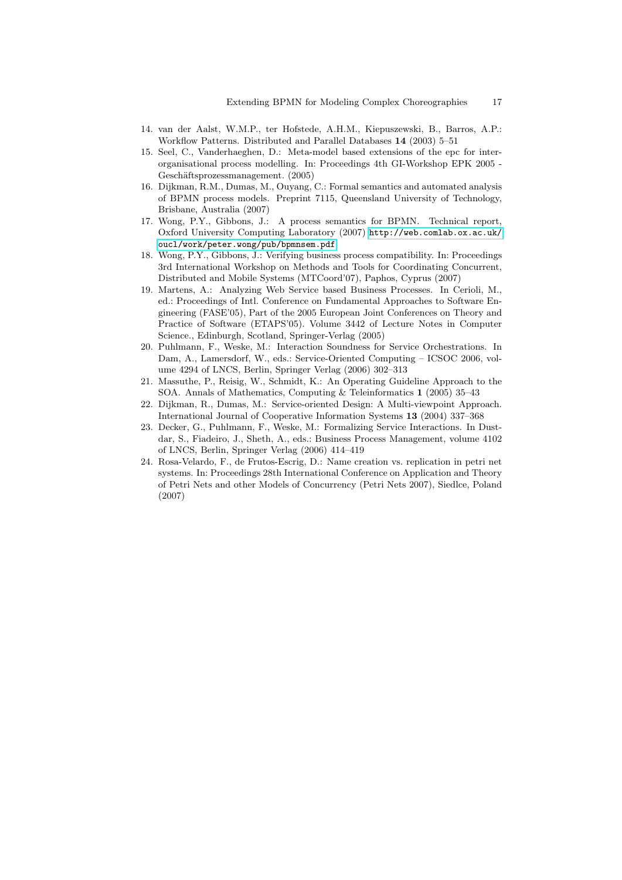14. van der Aalst, W.M.P., ter Hofstede, A.H.M., Kiepuszewski, B., Barros, A.P.: Workflow Patterns. Distributed and Parallel Databases **14** (2003) 5–51
15. Seel, C., Vanderhaeghen, D.: Meta-model based extensions of the epc for inter-organisational process modelling. In: Proceedings 4th GI-Workshop EPK 2005 - Geschäftsprozessmanagement. (2005)
16. Dijkman, R.M., Dumas, M., Ouyang, C.: Formal semantics and automated analysis of BPMN process models. Preprint 7115, Queensland University of Technology, Brisbane, Australia (2007)
17. Wong, P.Y., Gibbons, J.: A process semantics for BPMN. Technical report, Oxford University Computing Laboratory (2007) `http://web.comlab.ox.ac.uk/oucl/work/peter.wong/pub/bpmnsem.pdf`
18. Wong, P.Y., Gibbons, J.: Verifying business process compatibility. In: Proceedings 3rd International Workshop on Methods and Tools for Coordinating Concurrent, Distributed and Mobile Systems (MTCoord'07), Paphos, Cyprus (2007)
19. Martens, A.: Analyzing Web Service based Business Processes. In Cerioli, M., ed.: Proceedings of Intl. Conference on Fundamental Approaches to Software Engineering (FASE'05), Part of the 2005 European Joint Conferences on Theory and Practice of Software (ETAPS'05). Volume 3442 of Lecture Notes in Computer Science., Edinburgh, Scotland, Springer-Verlag (2005)
20. Puhlmann, F., Weske, M.: Interaction Soundness for Service Orchestrations. In Dam, A., Lamersdorf, W., eds.: Service-Oriented Computing – ICSOC 2006, volume 4294 of LNCS, Berlin, Springer Verlag (2006) 302–313
21. Massuthe, P., Reisig, W., Schmidt, K.: An Operating Guideline Approach to the SOA. Annals of Mathematics, Computing & Teleinformatics **1** (2005) 35–43
22. Dijkman, R., Dumas, M.: Service-oriented Design: A Multi-viewpoint Approach. International Journal of Cooperative Information Systems **13** (2004) 337–368
23. Decker, G., Puhlmann, F., Weske, M.: Formalizing Service Interactions. In Dustdar, S., Fiadeiro, J., Sheth, A., eds.: Business Process Management, volume 4102 of LNCS, Berlin, Springer Verlag (2006) 414–419
24. Rosa-Velardo, F., de Frutos-Escrig, D.: Name creation vs. replication in petri net systems. In: Proceedings 28th International Conference on Application and Theory of Petri Nets and other Models of Concurrency (Petri Nets 2007), Siedlce, Poland (2007)